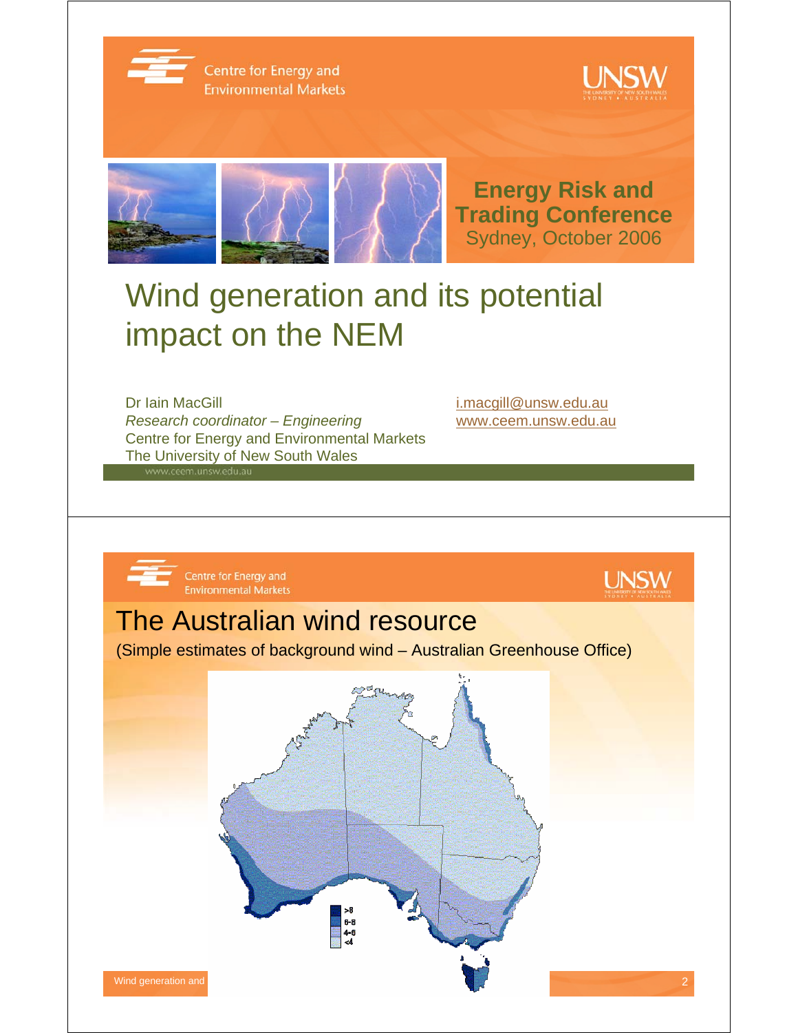Centre for Energy and Environmental Markets

UNSW

**Energy Risk and Trading Conference**
Sydney, October 2006

# Wind generation and its potential impact on the NEM

Dr Iain MacGill
*Research coordinator – Engineering*
Centre for Energy and Environmental Markets
The University of New South Wales

i.macgill@unsw.edu.au
www.ceem.unsw.edu.au

---

## The Australian wind resource

(Simple estimates of background wind – Australian Greenhouse Office)

>8
6-8
4-6
<4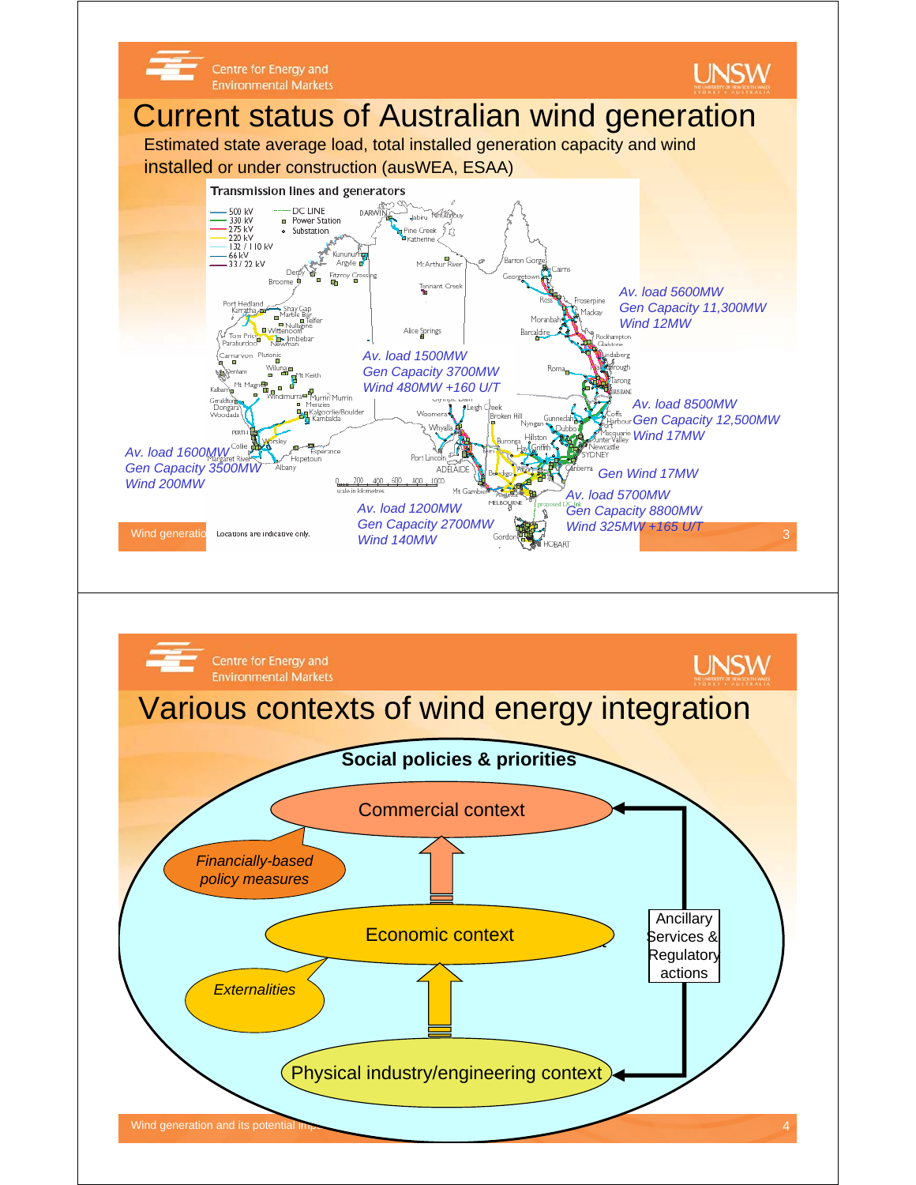# Current status of Australian wind generation

Estimated state average load, total installed generation capacity and wind installed or under construction (ausWEA, ESAA)

**Transmission lines and generators**

*Av. load 5600MW*
*Gen Capacity 11,300MW*
*Wind 12MW*

*Av. load 1500MW*
*Gen Capacity 3700MW*
*Wind 480MW +160 U/T*

*Av. load 8500MW*
*Gen Capacity 12,500MW*
*Wind 17MW*

*Av. load 1600MW*
*Gen Capacity 3500MW*
*Wind 200MW*

*Gen Wind 17MW*

*Av. load 5700MW*
*Gen Capacity 8800MW*
*Wind 325MW +165 U/T*

*Av. load 1200MW*
*Gen Capacity 2700MW*
*Wind 140MW*

Locations are indicative only.

# Various contexts of wind energy integration

**Social policies & priorities**

Commercial context

*Financially-based policy measures*

Economic context

*Externalities*

Physical industry/engineering context

Ancillary Services & Regulatory actions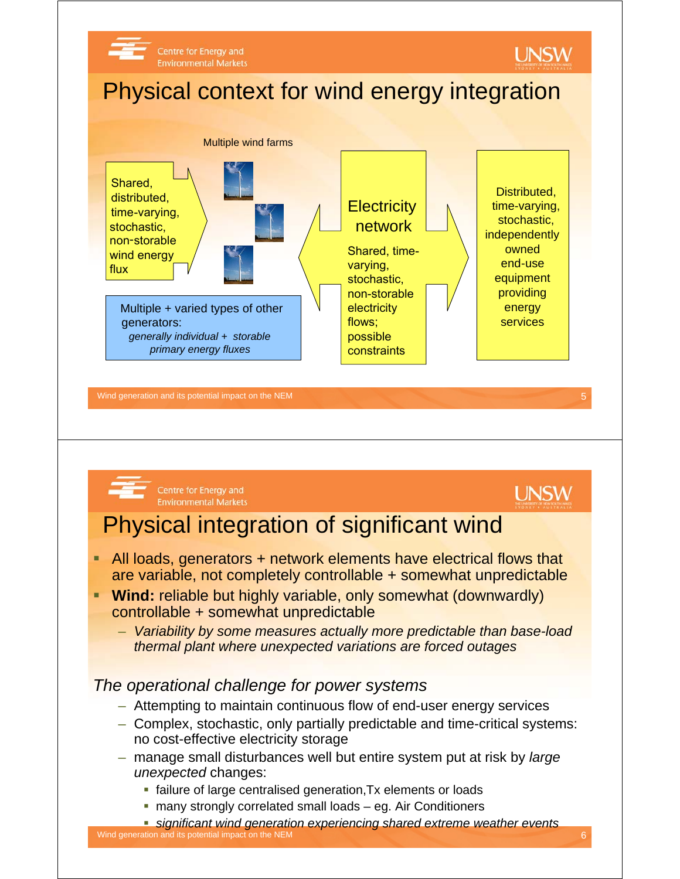# Physical context for wind energy integration

Multiple wind farms

Shared, distributed, time-varying, stochastic, non-storable wind energy flux

Multiple + varied types of other generators:
*generally individual + storable primary energy fluxes*

**Electricity network**

Shared, time-varying, stochastic, non-storable electricity flows; possible constraints

Distributed, time-varying, stochastic, independently owned end-use equipment providing energy services

# Physical integration of significant wind

- All loads, generators + network elements have electrical flows that are variable, not completely controllable + somewhat unpredictable
- **Wind:** reliable but highly variable, only somewhat (downwardly) controllable + somewhat unpredictable
  - *Variability by some measures actually more predictable than base-load thermal plant where unexpected variations are forced outages*

*The operational challenge for power systems*

- Attempting to maintain continuous flow of end-user energy services
- Complex, stochastic, only partially predictable and time-critical systems: no cost-effective electricity storage
- manage small disturbances well but entire system put at risk by *large unexpected* changes:
  - failure of large centralised generation,Tx elements or loads
  - many strongly correlated small loads – eg. Air Conditioners
  - *significant wind generation experiencing shared extreme weather events*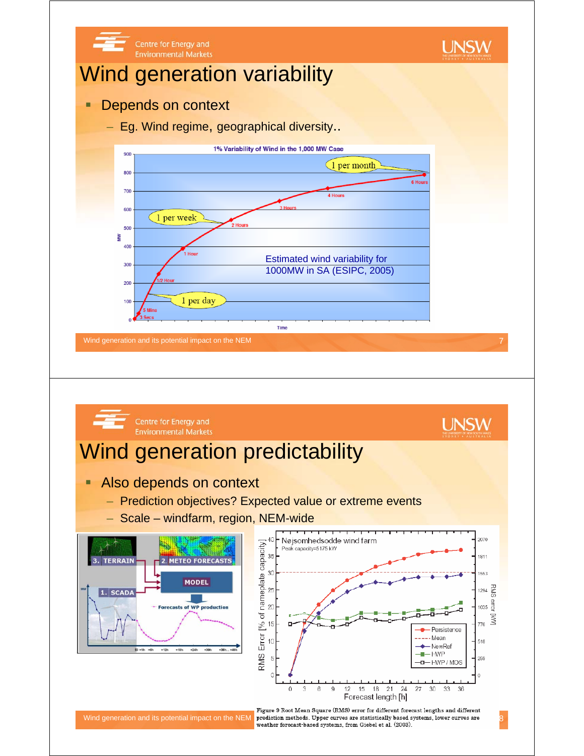# Wind generation variability

- Depends on context
  - Eg. Wind regime, geographical diversity..

1% Variability of Wind in the 1,000 MW Case

Estimated wind variability for 1000MW in SA (ESIPC, 2005)

# Wind generation predictability

- Also depends on context
  - Prediction objectives? Expected value or extreme events
  - Scale – windfarm, region, NEM-wide

Figure 9 Root Mean Square (RMS) error for different forecast lengths and different prediction methods. Upper curves are statistically based systems, lower curves are weather forecast-based systems, from Giebel et al. (2003).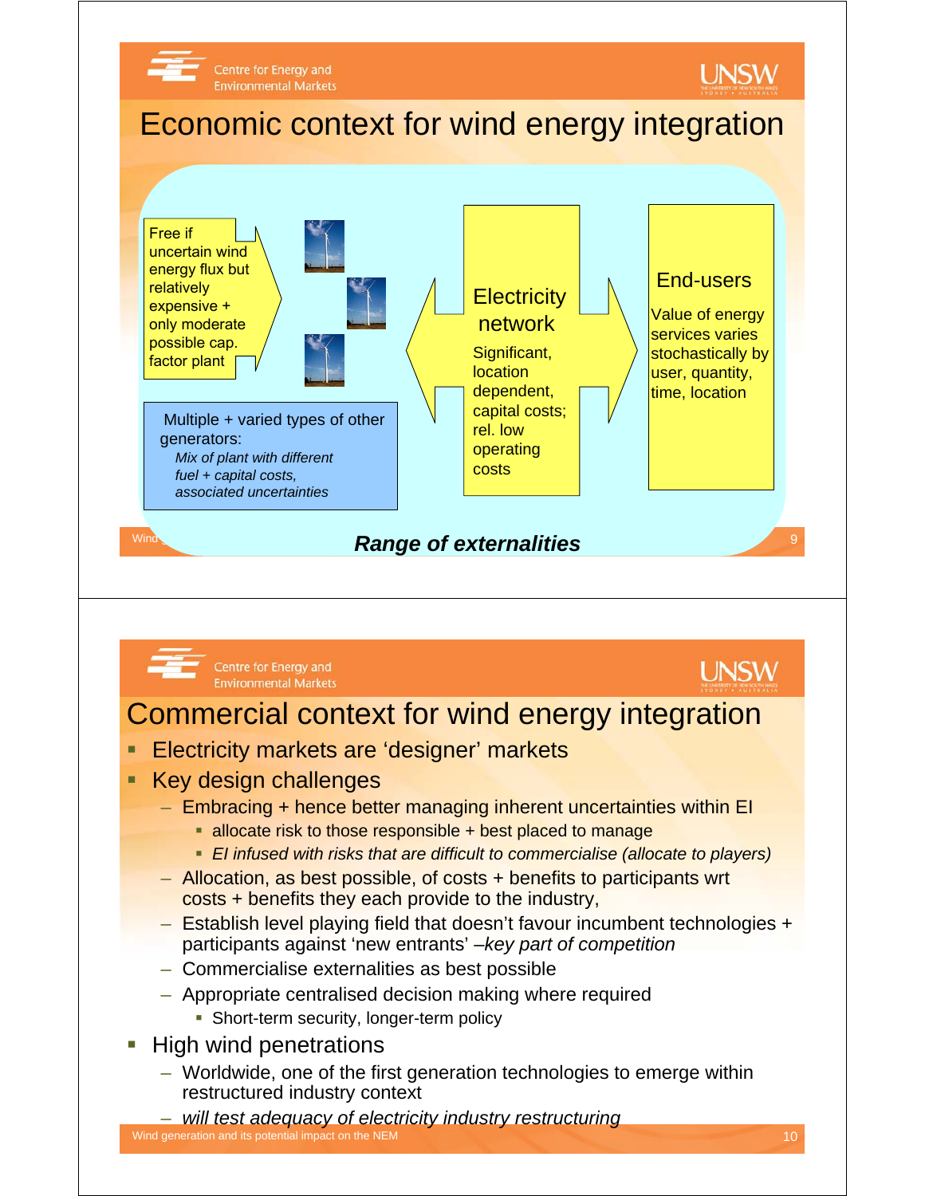# Economic context for wind energy integration

Free if uncertain wind energy flux but relatively expensive + only moderate possible cap. factor plant

Multiple + varied types of other generators:

*Mix of plant with different fuel + capital costs, associated uncertainties*

Electricity network

Significant, location dependent, capital costs; rel. low operating costs

End-users

Value of energy services varies stochastically by user, quantity, time, location

***Range of externalities***

# Commercial context for wind energy integration

- Electricity markets are 'designer' markets
- Key design challenges
  - Embracing + hence better managing inherent uncertainties within EI
    - allocate risk to those responsible + best placed to manage
    - *EI infused with risks that are difficult to commercialise (allocate to players)*
  - Allocation, as best possible, of costs + benefits to participants wrt costs + benefits they each provide to the industry,
  - Establish level playing field that doesn't favour incumbent technologies + participants against 'new entrants' –*key part of competition*
  - Commercialise externalities as best possible
  - Appropriate centralised decision making where required
    - Short-term security, longer-term policy
- High wind penetrations
  - Worldwide, one of the first generation technologies to emerge within restructured industry context
  - *will test adequacy of electricity industry restructuring*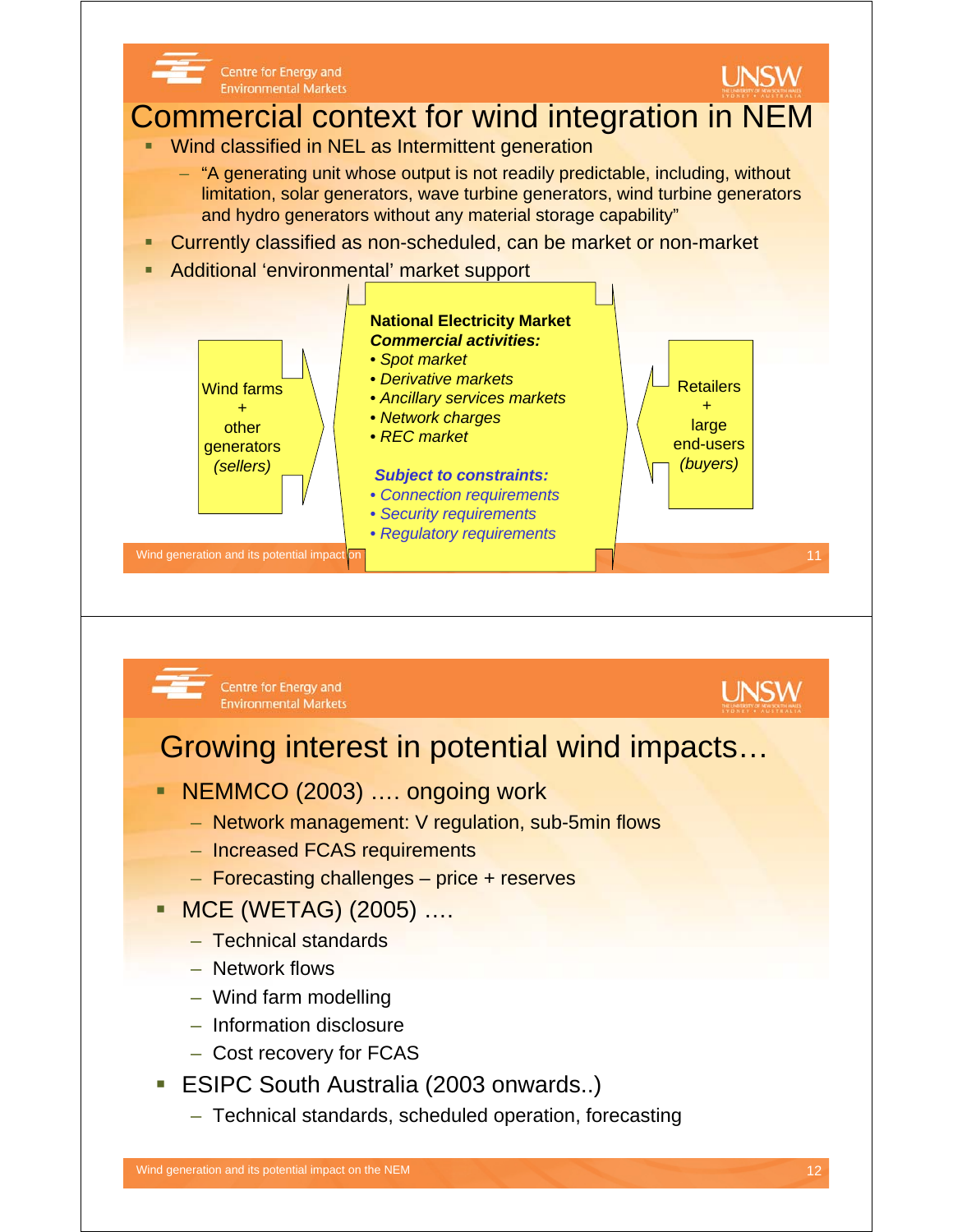# Commercial context for wind integration in NEM

- Wind classified in NEL as Intermittent generation
  - "A generating unit whose output is not readily predictable, including, without limitation, solar generators, wave turbine generators, wind turbine generators and hydro generators without any material storage capability"
- Currently classified as non-scheduled, can be market or non-market
- Additional 'environmental' market support

Wind farms + other generators *(sellers)*

**National Electricity Market**
***Commercial activities:***
- *Spot market*
- *Derivative markets*
- *Ancillary services markets*
- *Network charges*
- *REC market*

***Subject to constraints:***
- *Connection requirements*
- *Security requirements*
- *Regulatory requirements*

Retailers + large end-users *(buyers)*

# Growing interest in potential wind impacts…

- NEMMCO (2003) …. ongoing work
  - Network management: V regulation, sub-5min flows
  - Increased FCAS requirements
  - Forecasting challenges – price + reserves
- MCE (WETAG) (2005) ….
  - Technical standards
  - Network flows
  - Wind farm modelling
  - Information disclosure
  - Cost recovery for FCAS
- ESIPC South Australia (2003 onwards..)
  - Technical standards, scheduled operation, forecasting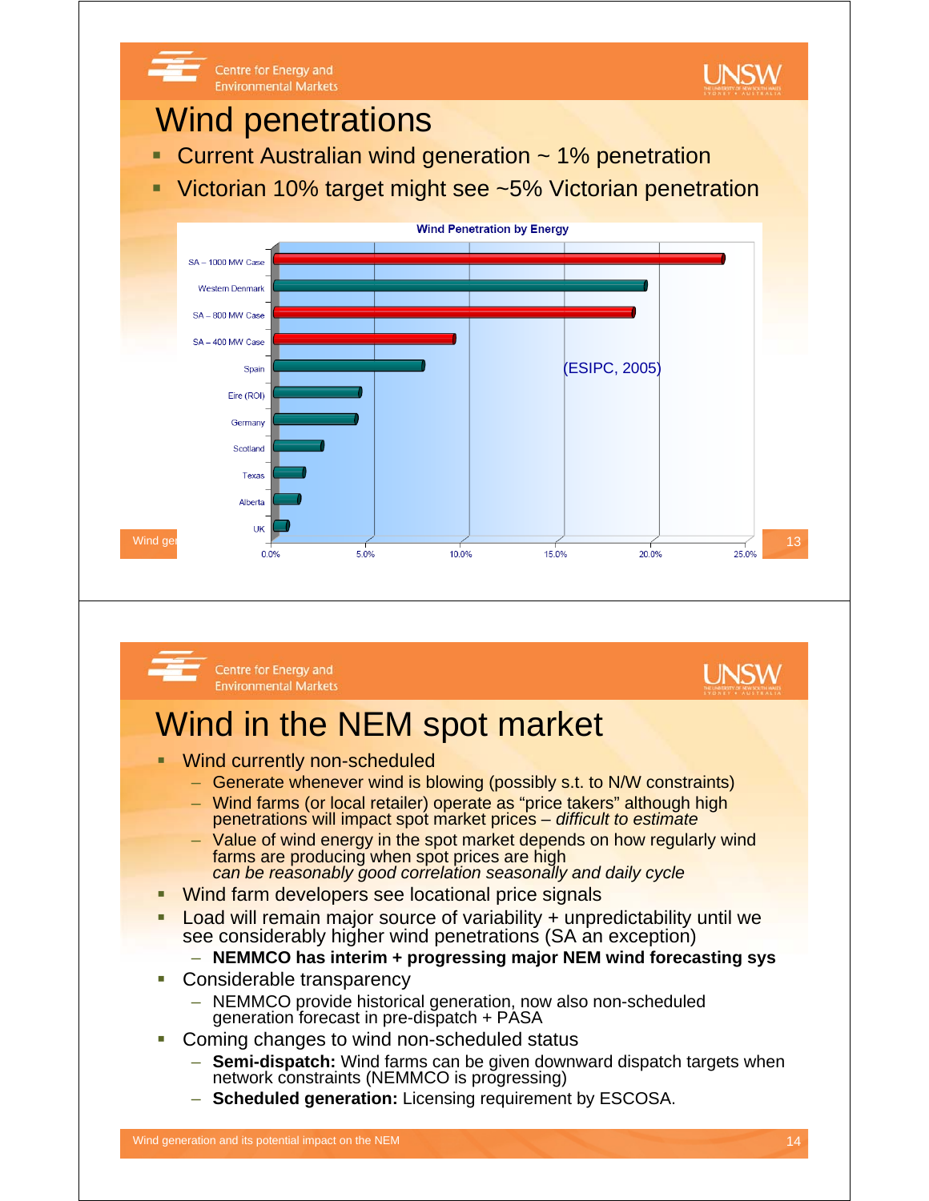# Wind penetrations

- Current Australian wind generation ~ 1% penetration
- Victorian 10% target might see ~5% Victorian penetration

**Wind Penetration by Energy**

| Region | Penetration |
|---|---|
| SA – 1000 MW Case | ~24% |
| Western Denmark | ~20% |
| SA – 800 MW Case | ~19% |
| SA – 400 MW Case | ~10% |
| Spain | ~8% |
| Eire (ROI) | ~4.5% |
| Germany | ~4.5% |
| Scotland | ~2.5% |
| Texas | ~1.5% |
| Alberta | ~1.3% |
| UK | ~0.8% |

(ESIPC, 2005)

# Wind in the NEM spot market

- Wind currently non-scheduled
  - Generate whenever wind is blowing (possibly s.t. to N/W constraints)
  - Wind farms (or local retailer) operate as "price takers" although high penetrations will impact spot market prices – *difficult to estimate*
  - Value of wind energy in the spot market depends on how regularly wind farms are producing when spot prices are high *can be reasonably good correlation seasonally and daily cycle*
- Wind farm developers see locational price signals
- Load will remain major source of variability + unpredictability until we see considerably higher wind penetrations (SA an exception)
  - **NEMMCO has interim + progressing major NEM wind forecasting sys**
- Considerable transparency
  - NEMMCO provide historical generation, now also non-scheduled generation forecast in pre-dispatch + PASA
- Coming changes to wind non-scheduled status
  - **Semi-dispatch:** Wind farms can be given downward dispatch targets when network constraints (NEMMCO is progressing)
  - **Scheduled generation:** Licensing requirement by ESCOSA.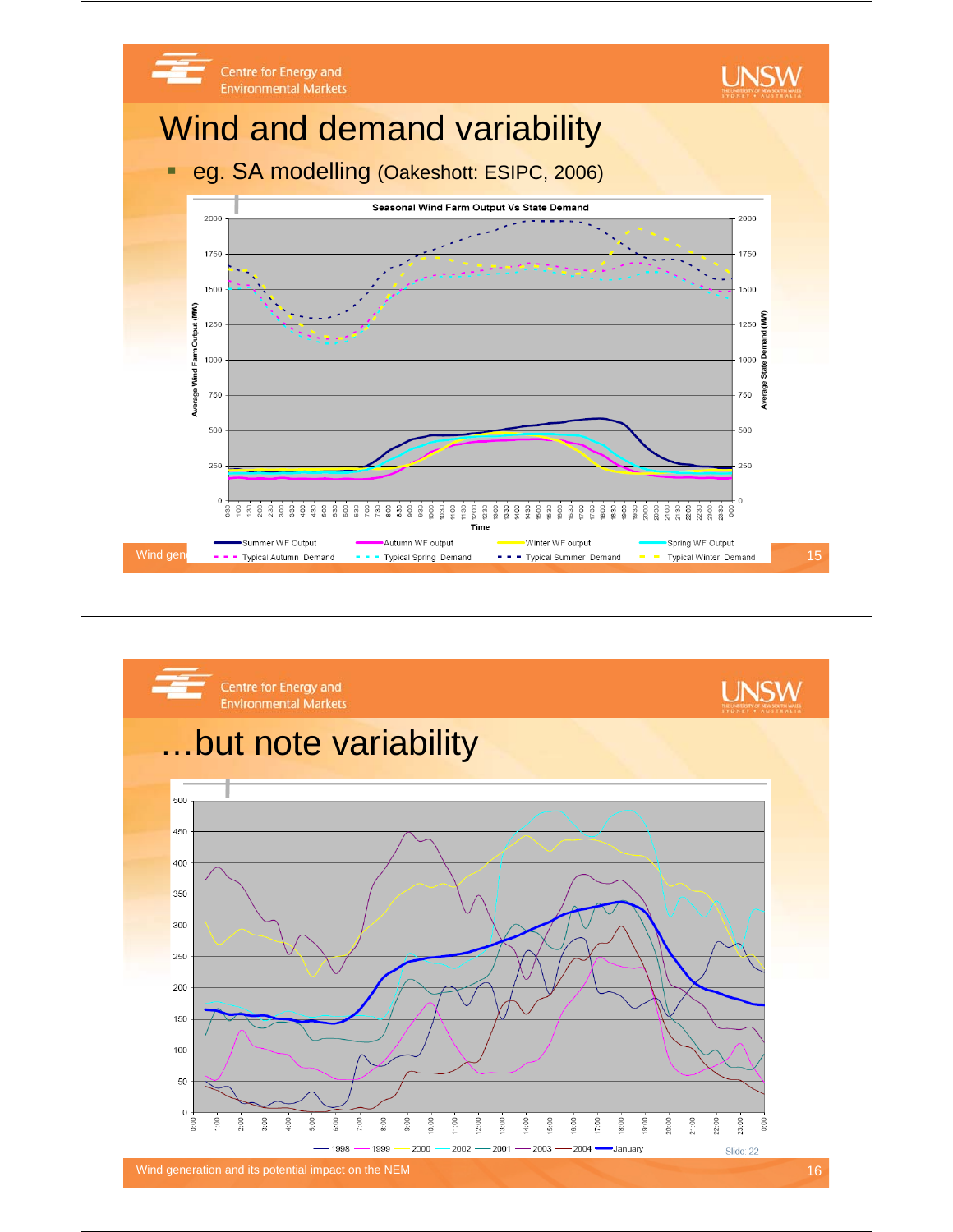## Wind and demand variability

- eg. SA modelling (Oakeshott: ESIPC, 2006)

**Seasonal Wind Farm Output Vs State Demand**

Average Wind Farm Output (MW) / Average State Demand (MW) / Time

Summer WF Output — Autumn WF output — Winter WF output — Spring WF Output — Typical Autumn Demand — Typical Spring Demand — Typical Summer Demand — Typical Winter Demand

Wind gen

## …but note variability

1998 — 1999 — 2000 — 2002 — 2001 — 2003 — 2004 — January

Slide: 22

Wind generation and its potential impact on the NEM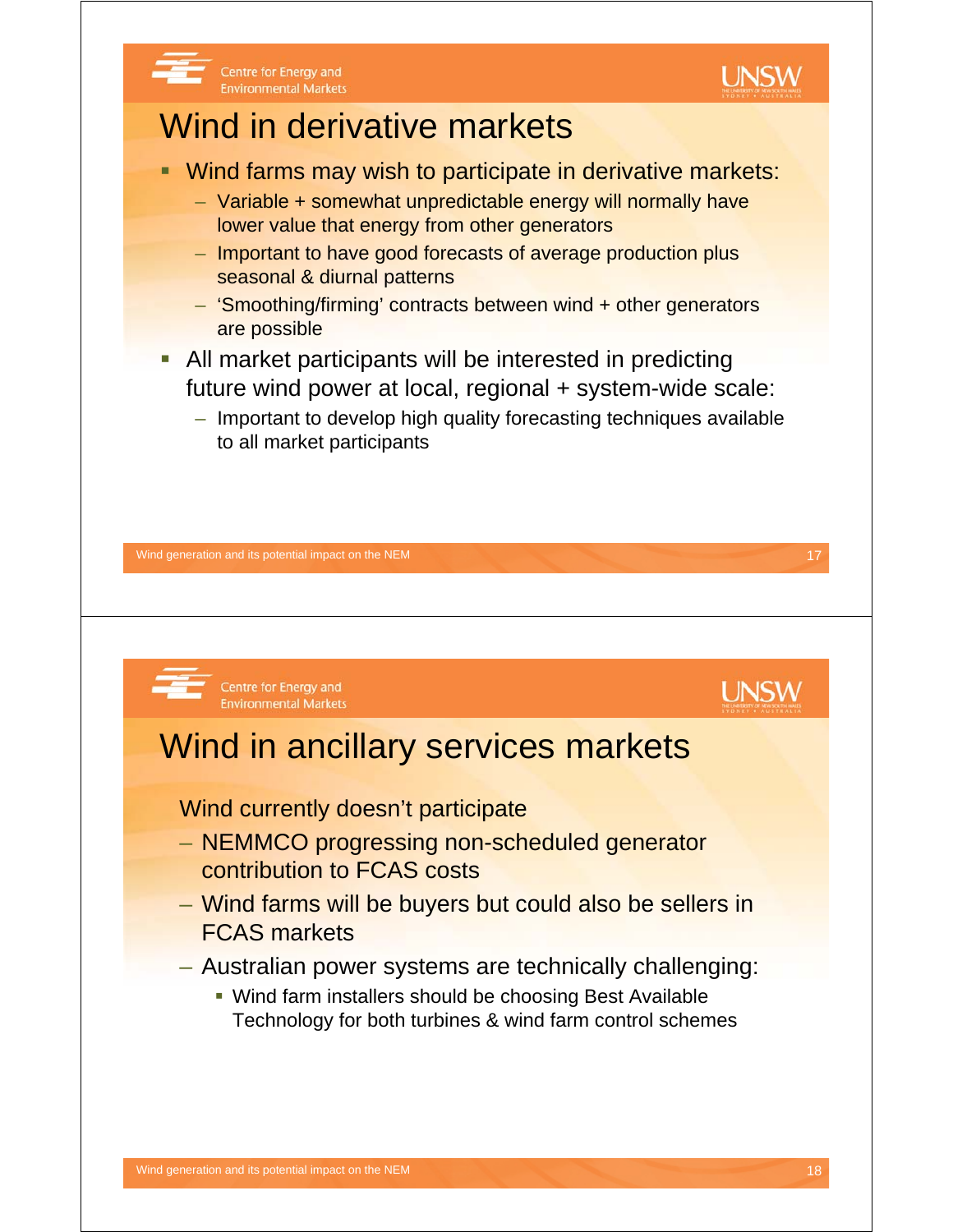# Wind in derivative markets

- Wind farms may wish to participate in derivative markets:
  - Variable + somewhat unpredictable energy will normally have lower value that energy from other generators
  - Important to have good forecasts of average production plus seasonal & diurnal patterns
  - 'Smoothing/firming' contracts between wind + other generators are possible
- All market participants will be interested in predicting future wind power at local, regional + system-wide scale:
  - Important to develop high quality forecasting techniques available to all market participants

# Wind in ancillary services markets

Wind currently doesn't participate

- NEMMCO progressing non-scheduled generator contribution to FCAS costs
- Wind farms will be buyers but could also be sellers in FCAS markets
- Australian power systems are technically challenging:
  - Wind farm installers should be choosing Best Available Technology for both turbines & wind farm control schemes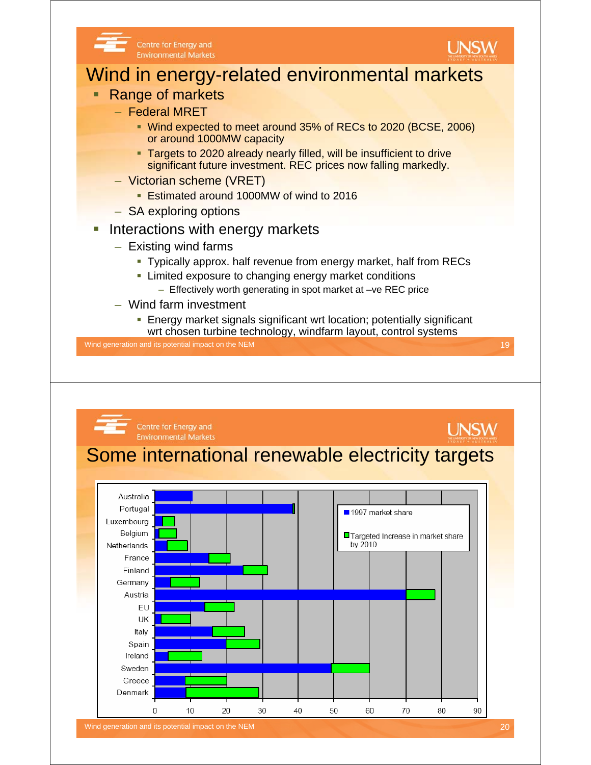# Wind in energy-related environmental markets

- Range of markets
  - Federal MRET
    - Wind expected to meet around 35% of RECs to 2020 (BCSE, 2006) or around 1000MW capacity
    - Targets to 2020 already nearly filled, will be insufficient to drive significant future investment. REC prices now falling markedly.
  - Victorian scheme (VRET)
    - Estimated around 1000MW of wind to 2016
  - SA exploring options
- Interactions with energy markets
  - Existing wind farms
    - Typically approx. half revenue from energy market, half from RECs
    - Limited exposure to changing energy market conditions
      - Effectively worth generating in spot market at –ve REC price
  - Wind farm investment
    - Energy market signals significant wrt location; potentially significant wrt chosen turbine technology, windfarm layout, control systems

# Some international renewable electricity targets

| Country | 1997 market share (approx.) | Targeted increase in market share by 2010 (approx.) |
|---|---|---|
| Australia | 10.5 | 0 |
| Portugal | 38.5 | 0.5 |
| Luxembourg | 2 | 3.5 |
| Belgium | 1 | 5 |
| Netherlands | 3.5 | 5.5 |
| France | 15 | 6 |
| Finland | 24.5 | 7 |
| Germany | 4.5 | 8 |
| Austria | 70 | 8 |
| EU | 14 | 8 |
| UK | 1.5 | 8.5 |
| Italy | 16 | 9 |
| Spain | 20 | 9.5 |
| Ireland | 3.5 | 9.5 |
| Sweden | 49 | 11 |
| Greece | 8.5 | 11.5 |
| Denmark | 9 | 20 |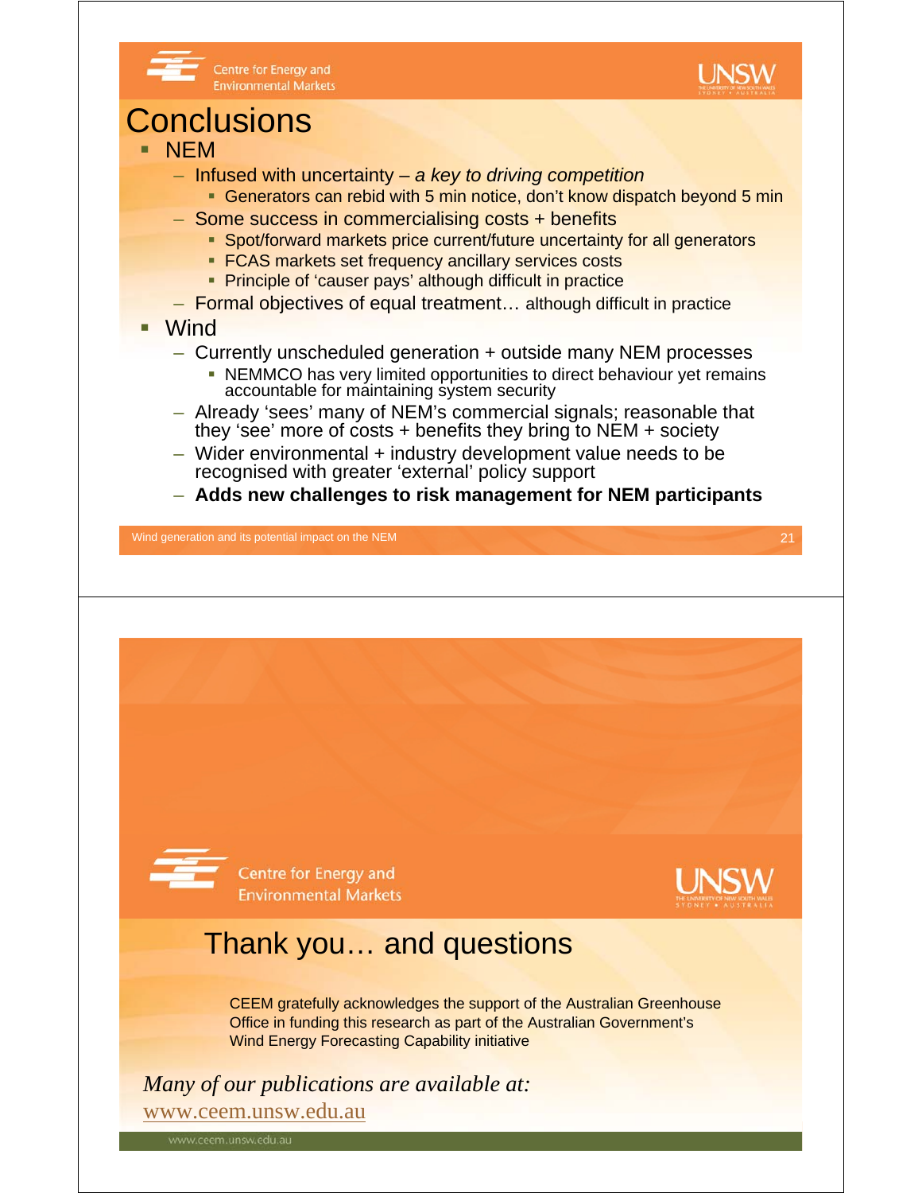# Conclusions

- NEM
  - Infused with uncertainty – *a key to driving competition*
    - Generators can rebid with 5 min notice, don't know dispatch beyond 5 min
  - Some success in commercialising costs + benefits
    - Spot/forward markets price current/future uncertainty for all generators
    - FCAS markets set frequency ancillary services costs
    - Principle of 'causer pays' although difficult in practice
  - Formal objectives of equal treatment… although difficult in practice
- Wind
  - Currently unscheduled generation + outside many NEM processes
    - NEMMCO has very limited opportunities to direct behaviour yet remains accountable for maintaining system security
  - Already 'sees' many of NEM's commercial signals; reasonable that they 'see' more of costs + benefits they bring to NEM + society
  - Wider environmental + industry development value needs to be recognised with greater 'external' policy support
  - **Adds new challenges to risk management for NEM participants**

# Thank you… and questions

CEEM gratefully acknowledges the support of the Australian Greenhouse Office in funding this research as part of the Australian Government's Wind Energy Forecasting Capability initiative

*Many of our publications are available at:*
www.ceem.unsw.edu.au